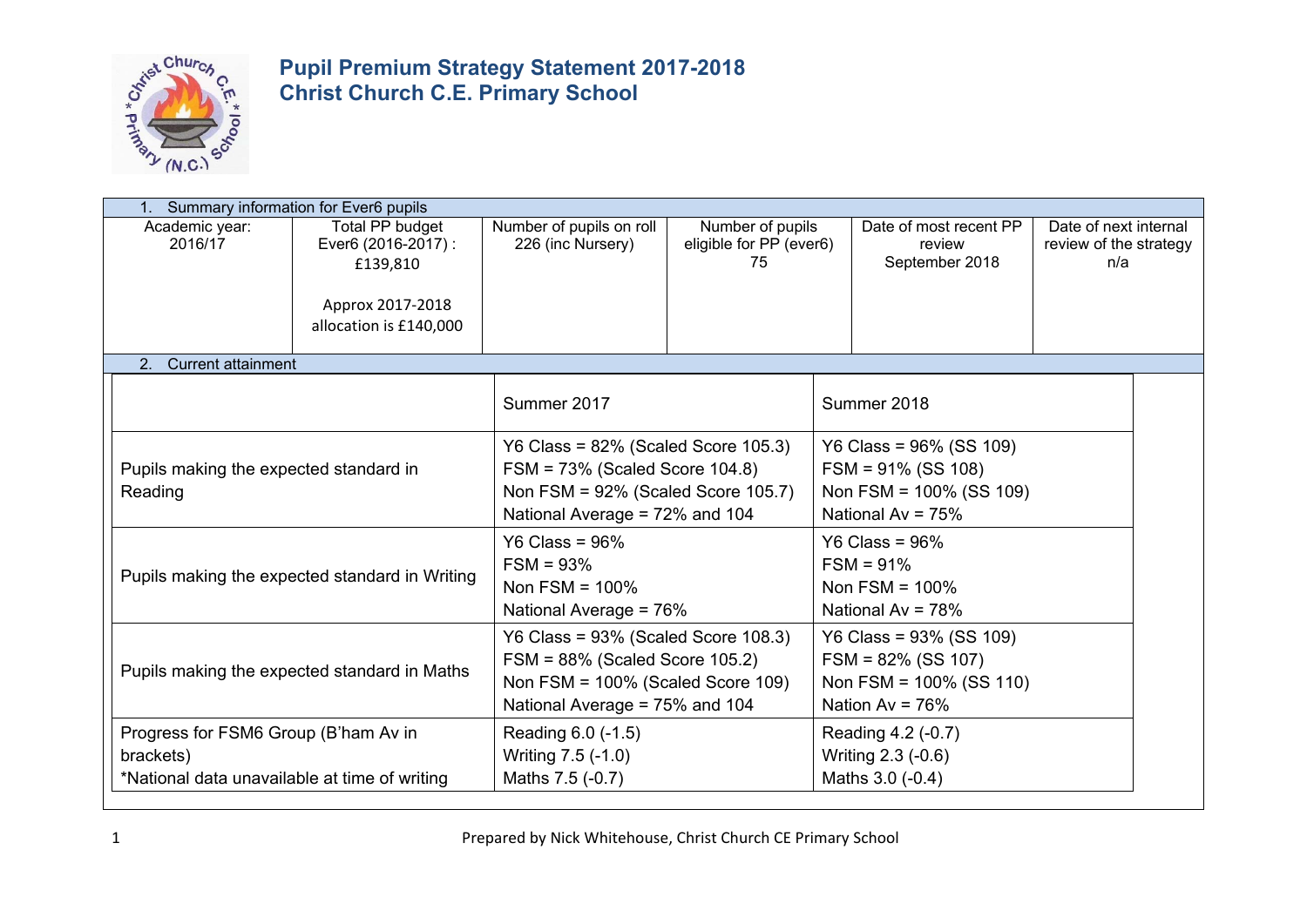# Pupil Premium Strategy Statement 2017-2018
# Christ Church C.E. Primary School

| 1. Summary information for Ever6 pupils | | | | | |
|---|---|---|---|---|---|
| Academic year: 2016/17 | Total PP budget Ever6 (2016-2017) : £139,810<br><br>Approx 2017-2018 allocation is £140,000 | Number of pupils on roll 226 (inc Nursery) | Number of pupils eligible for PP (ever6) 75 | Date of most recent PP review September 2018 | Date of next internal review of the strategy n/a |

| 2. Current attainment | | |
|---|---|---|
| | Summer 2017 | Summer 2018 |
| Pupils making the expected standard in Reading | Y6 Class = 82% (Scaled Score 105.3)<br>FSM = 73% (Scaled Score 104.8)<br>Non FSM = 92% (Scaled Score 105.7)<br>National Average = 72% and 104 | Y6 Class = 96% (SS 109)<br>FSM = 91% (SS 108)<br>Non FSM = 100% (SS 109)<br>National Av = 75% |
| Pupils making the expected standard in Writing | Y6 Class = 96%<br>FSM = 93%<br>Non FSM = 100%<br>National Average = 76% | Y6 Class = 96%<br>FSM = 91%<br>Non FSM = 100%<br>National Av = 78% |
| Pupils making the expected standard in Maths | Y6 Class = 93% (Scaled Score 108.3)<br>FSM = 88% (Scaled Score 105.2)<br>Non FSM = 100% (Scaled Score 109)<br>National Average = 75% and 104 | Y6 Class = 93% (SS 109)<br>FSM = 82% (SS 107)<br>Non FSM = 100% (SS 110)<br>Nation Av = 76% |
| Progress for FSM6 Group (B'ham Av in brackets)<br>*National data unavailable at time of writing | Reading 6.0 (-1.5)<br>Writing 7.5 (-1.0)<br>Maths 7.5 (-0.7) | Reading 4.2 (-0.7)<br>Writing 2.3 (-0.6)<br>Maths 3.0 (-0.4) |

Prepared by Nick Whitehouse, Christ Church CE Primary School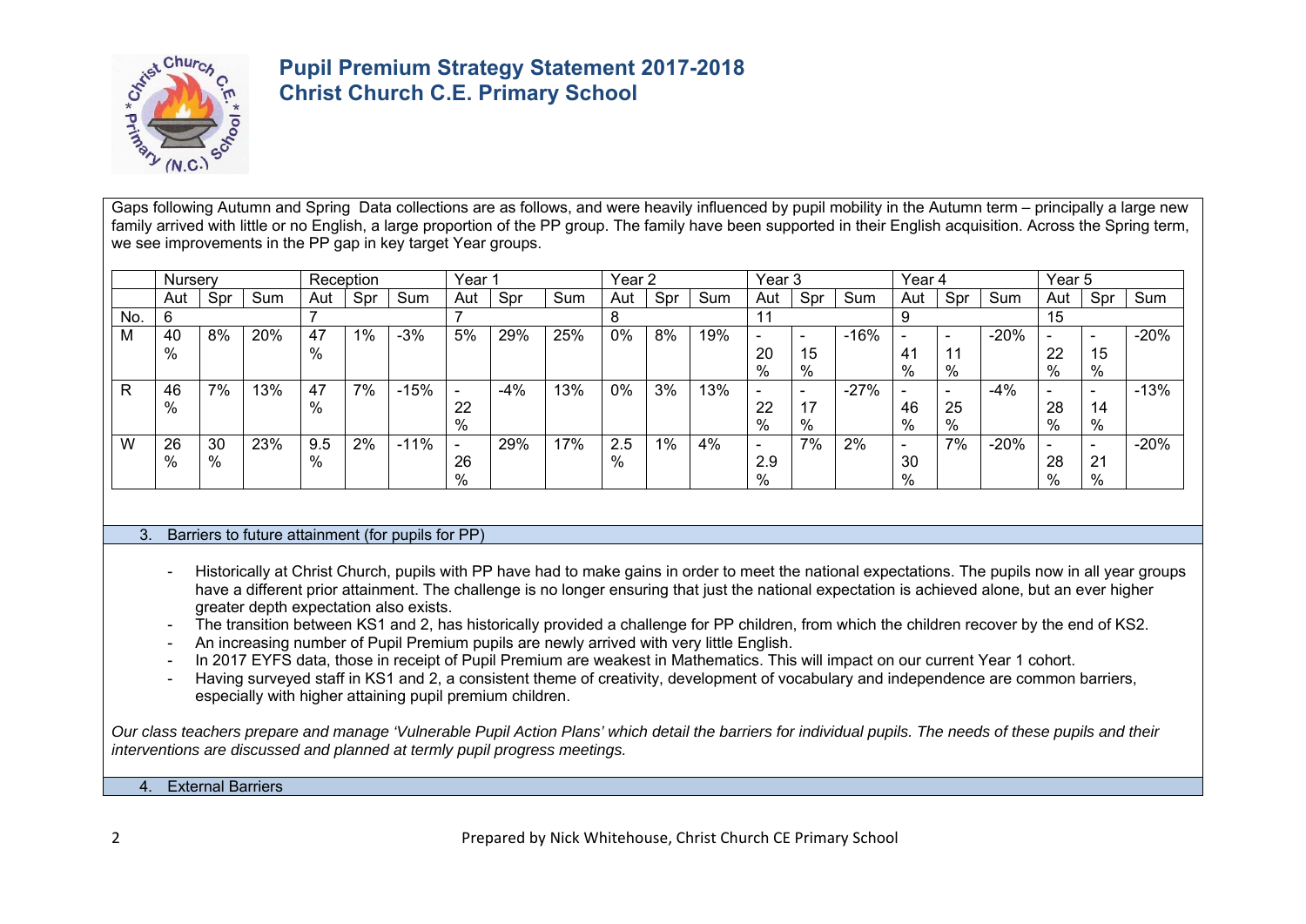# Pupil Premium Strategy Statement 2017-2018
# Christ Church C.E. Primary School

Gaps following Autumn and Spring Data collections are as follows, and were heavily influenced by pupil mobility in the Autumn term – principally a large new family arrived with little or no English, a large proportion of the PP group. The family have been supported in their English acquisition. Across the Spring term, we see improvements in the PP gap in key target Year groups.

| | Nursery | | | Reception | | | Year 1 | | | Year 2 | | | Year 3 | | | Year 4 | | | Year 5 | | |
|---|---|---|---|---|---|---|---|---|---|---|---|---|---|---|---|---|---|---|---|---|---|
| | Aut | Spr | Sum | Aut | Spr | Sum | Aut | Spr | Sum | Aut | Spr | Sum | Aut | Spr | Sum | Aut | Spr | Sum | Aut | Spr | Sum |
| No. | 6 | | | 7 | | | 7 | | | 8 | | | 11 | | | 9 | | | 15 | | |
| M | 40% | 8% | 20% | 47% | 1% | -3% | 5% | 29% | 25% | 0% | 8% | 19% | -20% | -15% | -16% | -41% | -11% | -20% | -22% | -15% | -20% |
| R | 46% | 7% | 13% | 47% | 7% | -15% | -22% | -4% | 13% | 0% | 3% | 13% | -22% | -17% | -27% | -46% | -25% | -4% | -28% | -14% | -13% |
| W | 26% | 30% | 23% | 9.5% | 2% | -11% | -26% | 29% | 17% | 2.5% | 1% | 4% | -2.9% | 7% | 2% | -30% | 7% | -20% | -28% | -21% | -20% |

## 3. Barriers to future attainment (for pupils for PP)

- Historically at Christ Church, pupils with PP have had to make gains in order to meet the national expectations. The pupils now in all year groups have a different prior attainment. The challenge is no longer ensuring that just the national expectation is achieved alone, but an ever higher greater depth expectation also exists.
- The transition between KS1 and 2, has historically provided a challenge for PP children, from which the children recover by the end of KS2.
- An increasing number of Pupil Premium pupils are newly arrived with very little English.
- In 2017 EYFS data, those in receipt of Pupil Premium are weakest in Mathematics. This will impact on our current Year 1 cohort.
- Having surveyed staff in KS1 and 2, a consistent theme of creativity, development of vocabulary and independence are common barriers, especially with higher attaining pupil premium children.

*Our class teachers prepare and manage 'Vulnerable Pupil Action Plans' which detail the barriers for individual pupils. The needs of these pupils and their interventions are discussed and planned at termly pupil progress meetings.*

## 4. External Barriers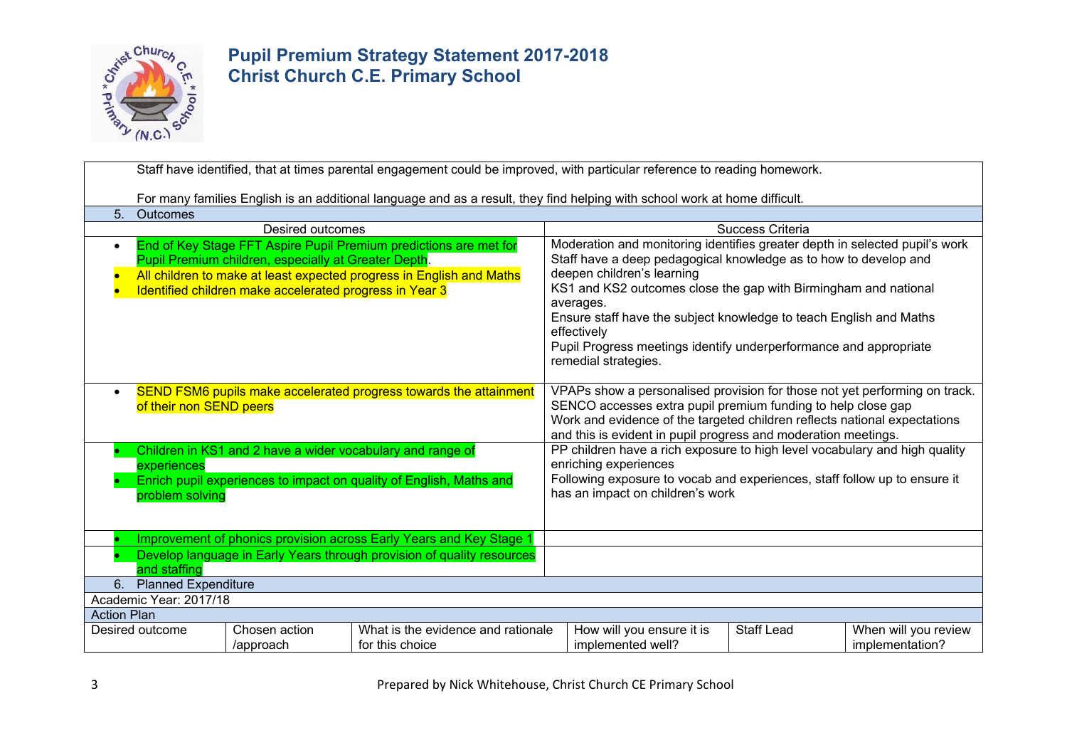# Pupil Premium Strategy Statement 2017-2018
## Christ Church C.E. Primary School

Staff have identified, that at times parental engagement could be improved, with particular reference to reading homework.

For many families English is an additional language and as a result, they find helping with school work at home difficult.

### 5. Outcomes

| Desired outcomes | Success Criteria |
|---|---|
| • End of Key Stage FFT Aspire Pupil Premium predictions are met for Pupil Premium children, especially at Greater Depth.<br>• All children to make at least expected progress in English and Maths<br>• Identified children make accelerated progress in Year 3 | Moderation and monitoring identifies greater depth in selected pupil's work<br>Staff have a deep pedagogical knowledge as to how to develop and deepen children's learning<br>KS1 and KS2 outcomes close the gap with Birmingham and national averages.<br>Ensure staff have the subject knowledge to teach English and Maths effectively<br>Pupil Progress meetings identify underperformance and appropriate remedial strategies. |
| • SEND FSM6 pupils make accelerated progress towards the attainment of their non SEND peers | VPAPs show a personalised provision for those not yet performing on track.<br>SENCO accesses extra pupil premium funding to help close gap<br>Work and evidence of the targeted children reflects national expectations and this is evident in pupil progress and moderation meetings. |
| • Children in KS1 and 2 have a wider vocabulary and range of experiences<br>• Enrich pupil experiences to impact on quality of English, Maths and problem solving | PP children have a rich exposure to high level vocabulary and high quality enriching experiences<br>Following exposure to vocab and experiences, staff follow up to ensure it has an impact on children's work |
| • Improvement of phonics provision across Early Years and Key Stage 1 | |
| • Develop language in Early Years through provision of quality resources and staffing | |

### 6. Planned Expenditure

Academic Year: 2017/18

Action Plan

| Desired outcome | Chosen action /approach | What is the evidence and rationale for this choice | How will you ensure it is implemented well? | Staff Lead | When will you review implementation? |
|---|---|---|---|---|---|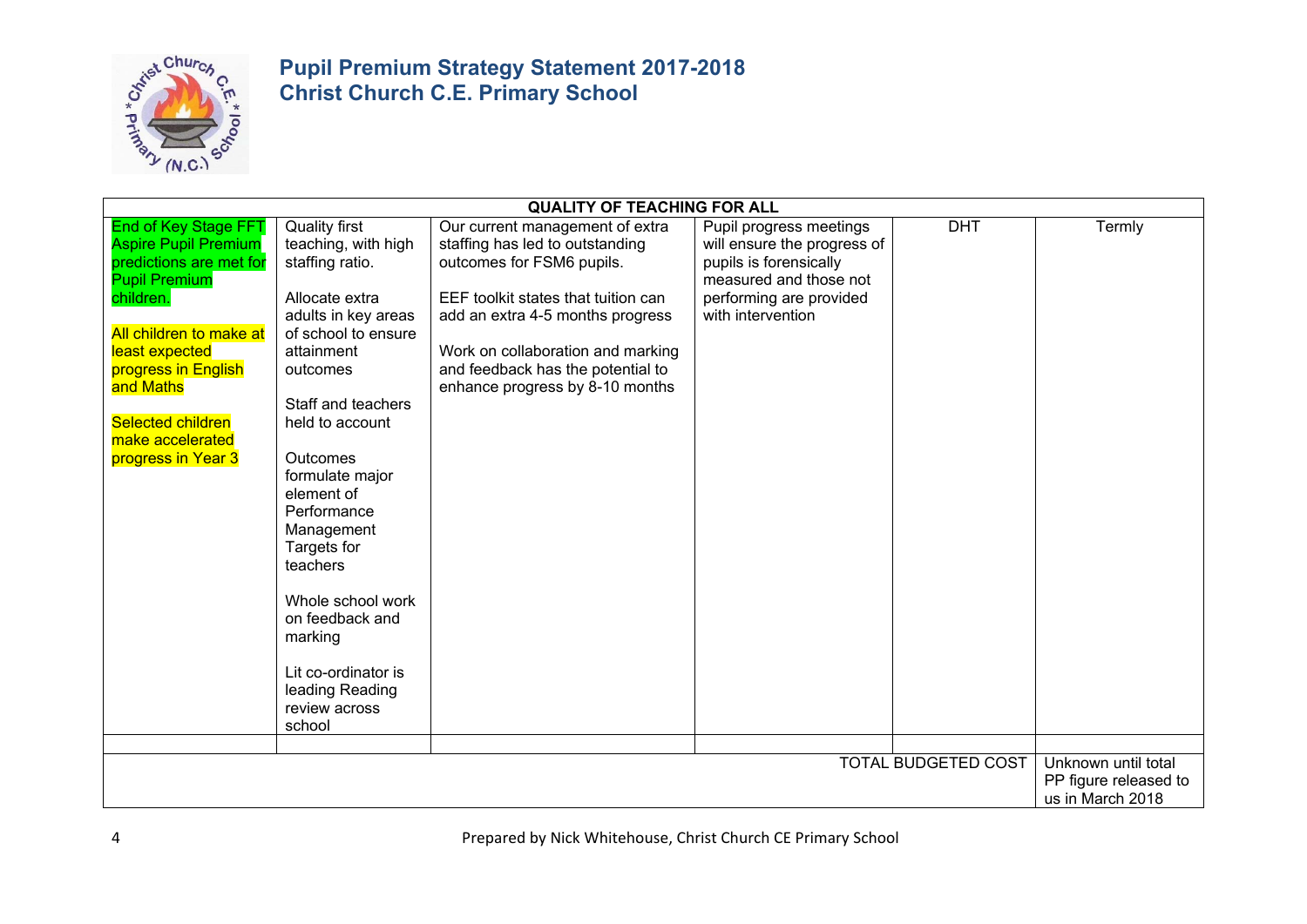# Pupil Premium Strategy Statement 2017-2018
# Christ Church C.E. Primary School

| QUALITY OF TEACHING FOR ALL | | | | | |
|---|---|---|---|---|---|
| End of Key Stage FFT Aspire Pupil Premium predictions are met for Pupil Premium children.<br><br>All children to make at least expected progress in English and Maths<br><br>Selected children make accelerated progress in Year 3 | Quality first teaching, with high staffing ratio.<br><br>Allocate extra adults in key areas of school to ensure attainment outcomes<br><br>Staff and teachers held to account<br><br>Outcomes formulate major element of Performance Management Targets for teachers<br><br>Whole school work on feedback and marking<br><br>Lit co-ordinator is leading Reading review across school | Our current management of extra staffing has led to outstanding outcomes for FSM6 pupils.<br><br>EEF toolkit states that tuition can add an extra 4-5 months progress<br><br>Work on collaboration and marking and feedback has the potential to enhance progress by 8-10 months | Pupil progress meetings will ensure the progress of pupils is forensically measured and those not performing are provided with intervention | DHT | Termly |
| | | | | | |
| | | | | TOTAL BUDGETED COST | Unknown until total PP figure released to us in March 2018 |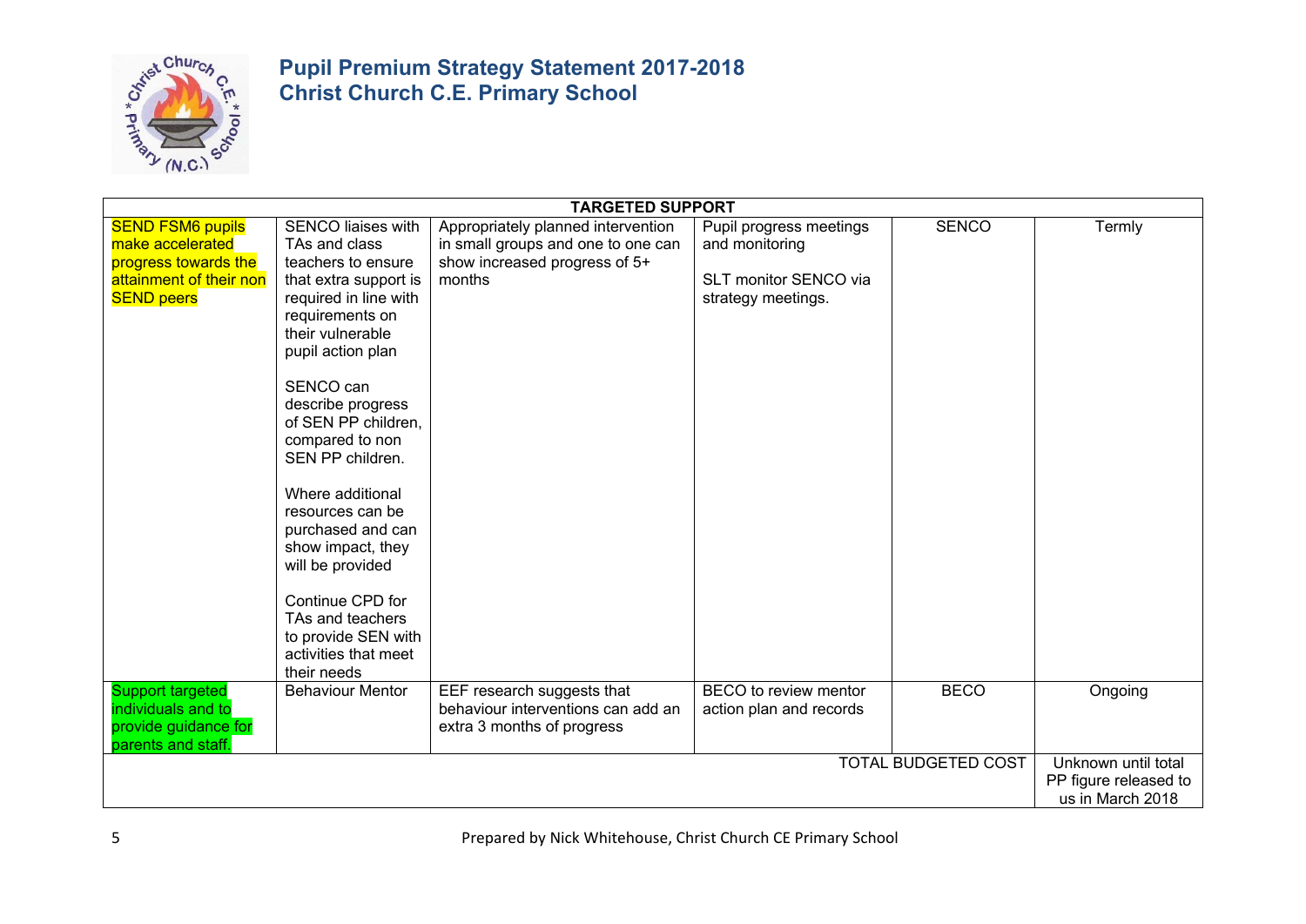# Pupil Premium Strategy Statement 2017-2018
# Christ Church C.E. Primary School

| TARGETED SUPPORT | | | | | |
|---|---|---|---|---|---|
| SEND FSM6 pupils make accelerated progress towards the attainment of their non SEND peers | SENCO liaises with TAs and class teachers to ensure that extra support is required in line with requirements on their vulnerable pupil action plan<br><br>SENCO can describe progress of SEN PP children, compared to non SEN PP children.<br><br>Where additional resources can be purchased and can show impact, they will be provided<br><br>Continue CPD for TAs and teachers to provide SEN with activities that meet their needs | Appropriately planned intervention in small groups and one to one can show increased progress of 5+ months | Pupil progress meetings and monitoring<br><br>SLT monitor SENCO via strategy meetings. | SENCO | Termly |
| Support targeted individuals and to provide guidance for parents and staff. | Behaviour Mentor | EEF research suggests that behaviour interventions can add an extra 3 months of progress | BECO to review mentor action plan and records | BECO | Ongoing |
| | | | | TOTAL BUDGETED COST | Unknown until total PP figure released to us in March 2018 |

Prepared by Nick Whitehouse, Christ Church CE Primary School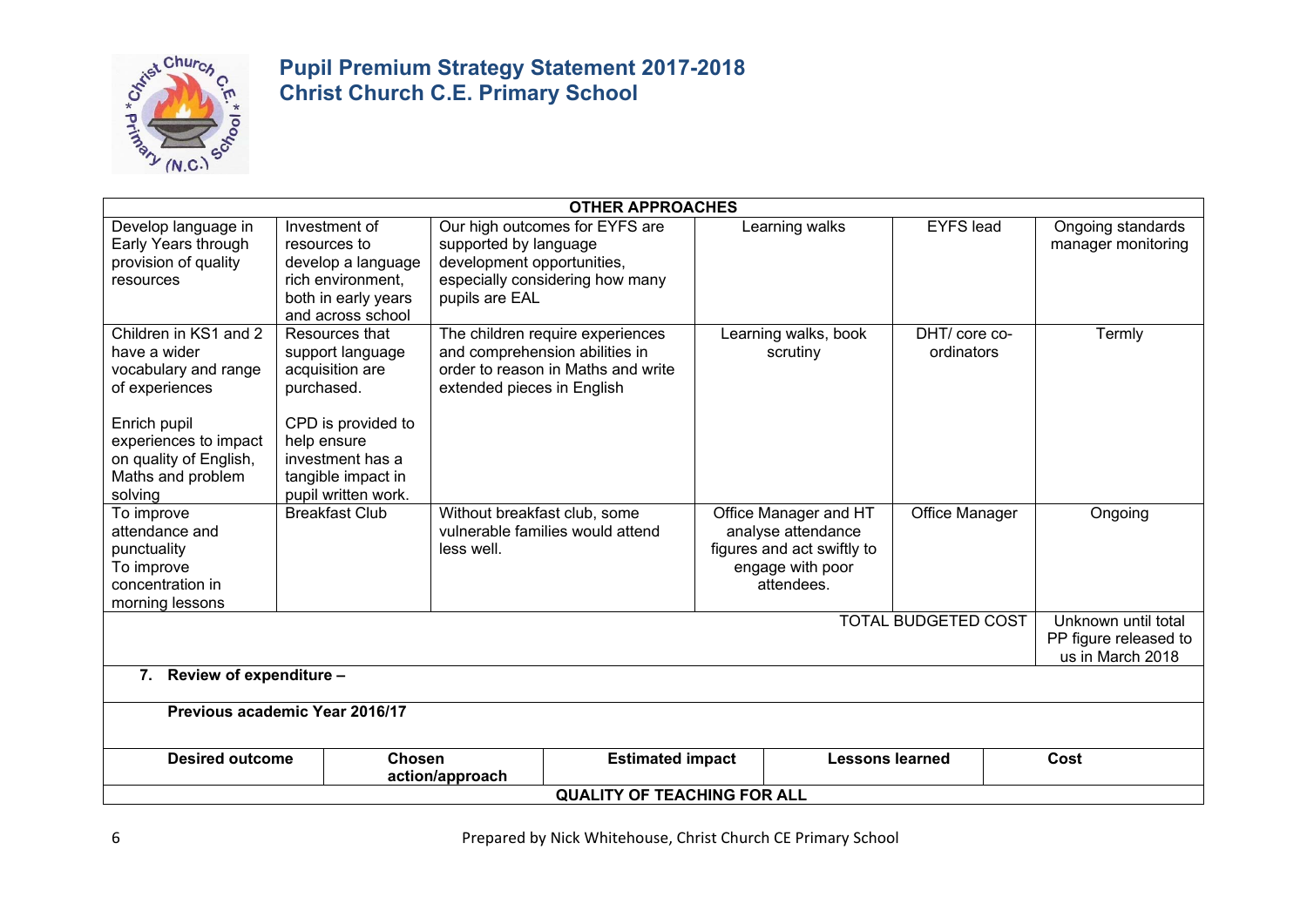# Pupil Premium Strategy Statement 2017-2018
# Christ Church C.E. Primary School

| OTHER APPROACHES | | | | | |
|---|---|---|---|---|---|
| Develop language in Early Years through provision of quality resources | Investment of resources to develop a language rich environment, both in early years and across school | Our high outcomes for EYFS are supported by language development opportunities, especially considering how many pupils are EAL | Learning walks | EYFS lead | Ongoing standards manager monitoring |
| Children in KS1 and 2 have a wider vocabulary and range of experiences<br><br>Enrich pupil experiences to impact on quality of English, Maths and problem solving | Resources that support language acquisition are purchased.<br><br>CPD is provided to help ensure investment has a tangible impact in pupil written work. | The children require experiences and comprehension abilities in order to reason in Maths and write extended pieces in English | Learning walks, book scrutiny | DHT/ core co-ordinators | Termly |
| To improve attendance and punctuality<br>To improve concentration in morning lessons | Breakfast Club | Without breakfast club, some vulnerable families would attend less well. | Office Manager and HT analyse attendance figures and act swiftly to engage with poor attendees. | Office Manager | Ongoing |
| | | | | TOTAL BUDGETED COST | Unknown until total PP figure released to us in March 2018 |

**7. Review of expenditure –**

**Previous academic Year 2016/17**

| Desired outcome | Chosen action/approach | Estimated impact | Lessons learned | Cost |
|---|---|---|---|---|
| **QUALITY OF TEACHING FOR ALL** | | | | |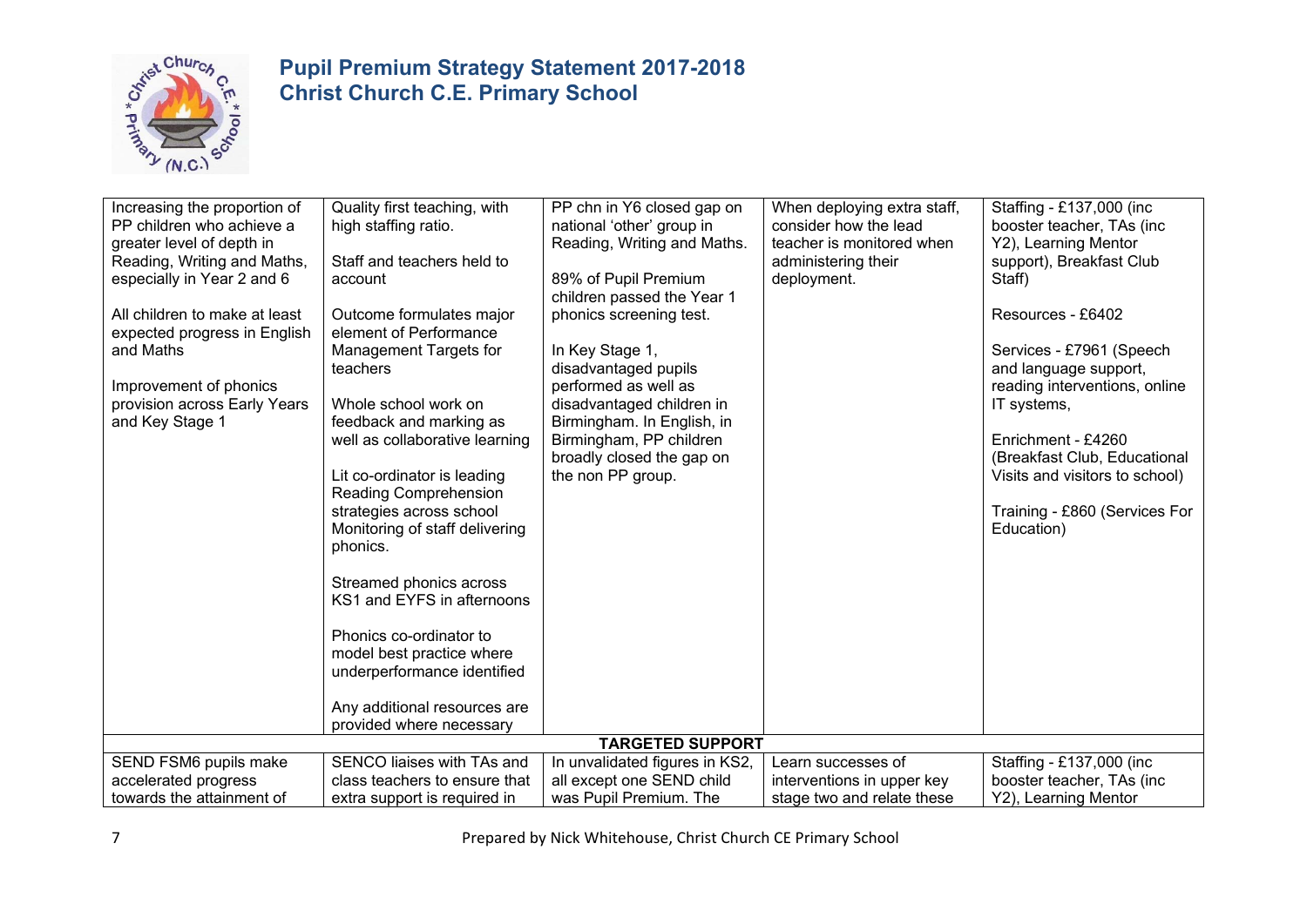| | | | | |
|---|---|---|---|---|
| Increasing the proportion of PP children who achieve a greater level of depth in Reading, Writing and Maths, especially in Year 2 and 6<br><br>All children to make at least expected progress in English and Maths<br><br>Improvement of phonics provision across Early Years and Key Stage 1 | Quality first teaching, with high staffing ratio.<br><br>Staff and teachers held to account<br><br>Outcome formulates major element of Performance Management Targets for teachers<br><br>Whole school work on feedback and marking as well as collaborative learning<br><br>Lit co-ordinator is leading Reading Comprehension strategies across school Monitoring of staff delivering phonics.<br><br>Streamed phonics across KS1 and EYFS in afternoons<br><br>Phonics co-ordinator to model best practice where underperformance identified<br><br>Any additional resources are provided where necessary | PP chn in Y6 closed gap on national 'other' group in Reading, Writing and Maths.<br><br>89% of Pupil Premium children passed the Year 1 phonics screening test.<br><br>In Key Stage 1, disadvantaged pupils performed as well as disadvantaged children in Birmingham. In English, in Birmingham, PP children broadly closed the gap on the non PP group. | When deploying extra staff, consider how the lead teacher is monitored when administering their deployment. | Staffing - £137,000 (inc booster teacher, TAs (inc Y2), Learning Mentor support), Breakfast Club Staff)<br><br>Resources - £6402<br><br>Services - £7961 (Speech and language support, reading interventions, online IT systems,<br><br>Enrichment - £4260 (Breakfast Club, Educational Visits and visitors to school)<br><br>Training - £860 (Services For Education) |
| **TARGETED SUPPORT** | | | | |
| SEND FSM6 pupils make accelerated progress towards the attainment of | SENCO liaises with TAs and class teachers to ensure that extra support is required in | In unvalidated figures in KS2, all except one SEND child was Pupil Premium. The | Learn successes of interventions in upper key stage two and relate these | Staffing - £137,000 (inc booster teacher, TAs (inc Y2), Learning Mentor |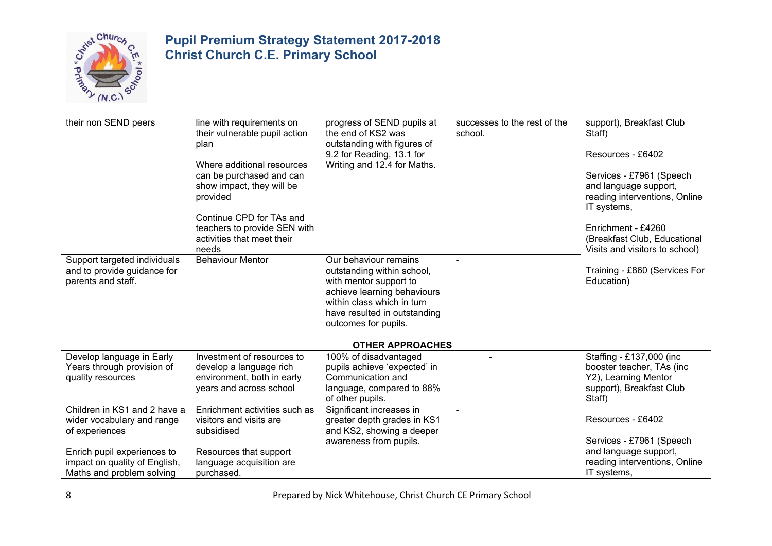# Pupil Premium Strategy Statement 2017-2018
## Christ Church C.E. Primary School

| | | | | |
|---|---|---|---|---|
| their non SEND peers | line with requirements on their vulnerable pupil action plan<br><br>Where additional resources can be purchased and can show impact, they will be provided<br><br>Continue CPD for TAs and teachers to provide SEN with activities that meet their needs | progress of SEND pupils at the end of KS2 was outstanding with figures of 9.2 for Reading, 13.1 for Writing and 12.4 for Maths. | successes to the rest of the school. | support), Breakfast Club Staff)<br><br>Resources - £6402<br><br>Services - £7961 (Speech and language support, reading interventions, Online IT systems,<br><br>Enrichment - £4260 (Breakfast Club, Educational Visits and visitors to school)<br><br>Training - £860 (Services For Education) |
| Support targeted individuals and to provide guidance for parents and staff. | Behaviour Mentor | Our behaviour remains outstanding within school, with mentor support to achieve learning behaviours within class which in turn have resulted in outstanding outcomes for pupils. | - | |
| | | | | |
| | | **OTHER APPROACHES** | | |
| Develop language in Early Years through provision of quality resources | Investment of resources to develop a language rich environment, both in early years and across school | 100% of disadvantaged pupils achieve 'expected' in Communication and language, compared to 88% of other pupils. | - | Staffing - £137,000 (inc booster teacher, TAs (inc Y2), Learning Mentor support), Breakfast Club Staff)<br><br>Resources - £6402<br><br>Services - £7961 (Speech and language support, reading interventions, Online IT systems, |
| Children in KS1 and 2 have a wider vocabulary and range of experiences<br><br>Enrich pupil experiences to impact on quality of English, Maths and problem solving | Enrichment activities such as visitors and visits are subsidised<br><br>Resources that support language acquisition are purchased. | Significant increases in greater depth grades in KS1 and KS2, showing a deeper awareness from pupils. | - | |

Prepared by Nick Whitehouse, Christ Church CE Primary School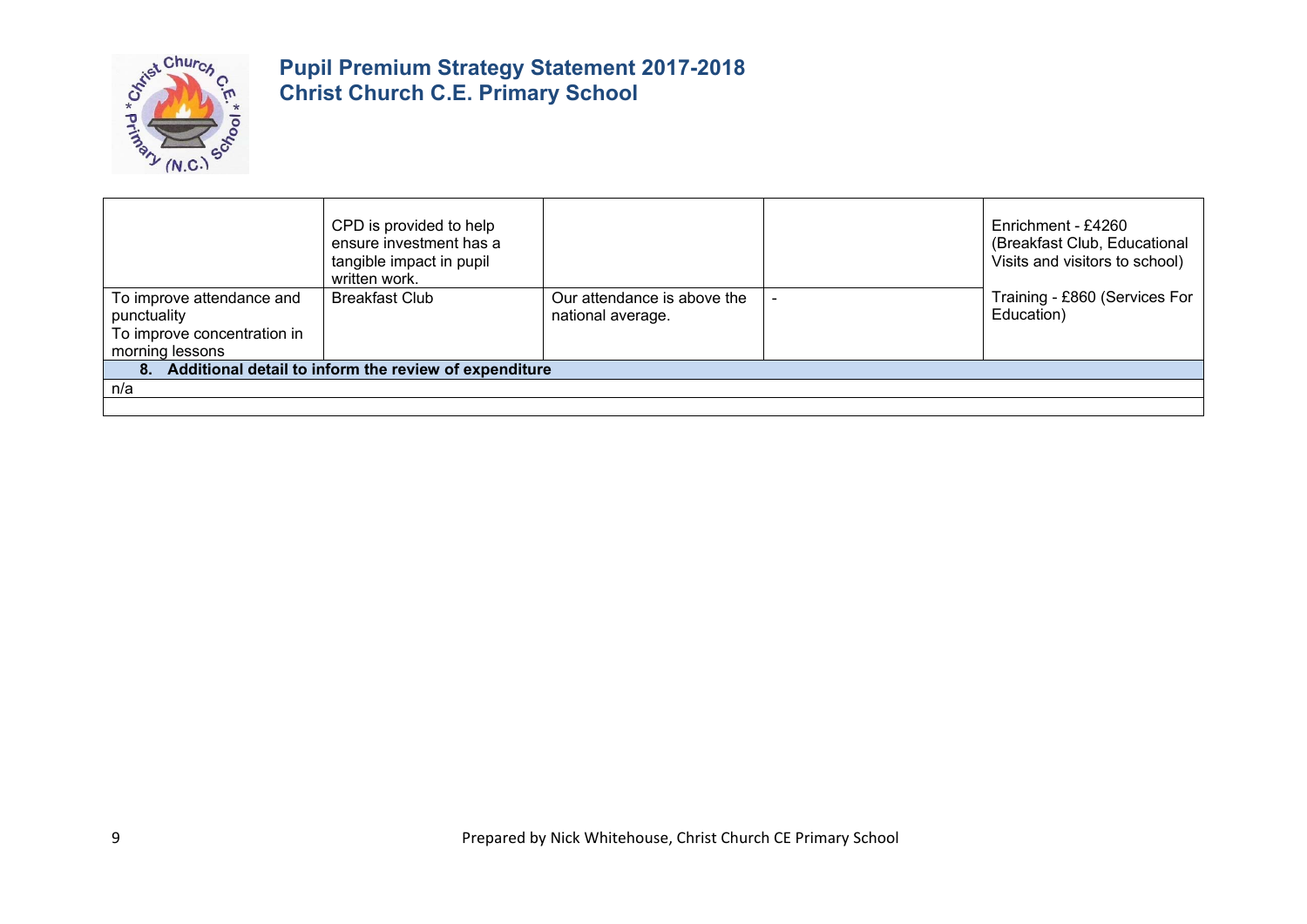# Pupil Premium Strategy Statement 2017-2018
# Christ Church C.E. Primary School

| | | | | |
|---|---|---|---|---|
| | CPD is provided to help ensure investment has a tangible impact in pupil written work. | | | Enrichment - £4260 (Breakfast Club, Educational Visits and visitors to school)<br><br>Training - £860 (Services For Education) |
| To improve attendance and punctuality<br>To improve concentration in morning lessons | Breakfast Club | Our attendance is above the national average. | - | |

| **8. Additional detail to inform the review of expenditure** |
|---|
| n/a |
| |

Prepared by Nick Whitehouse, Christ Church CE Primary School